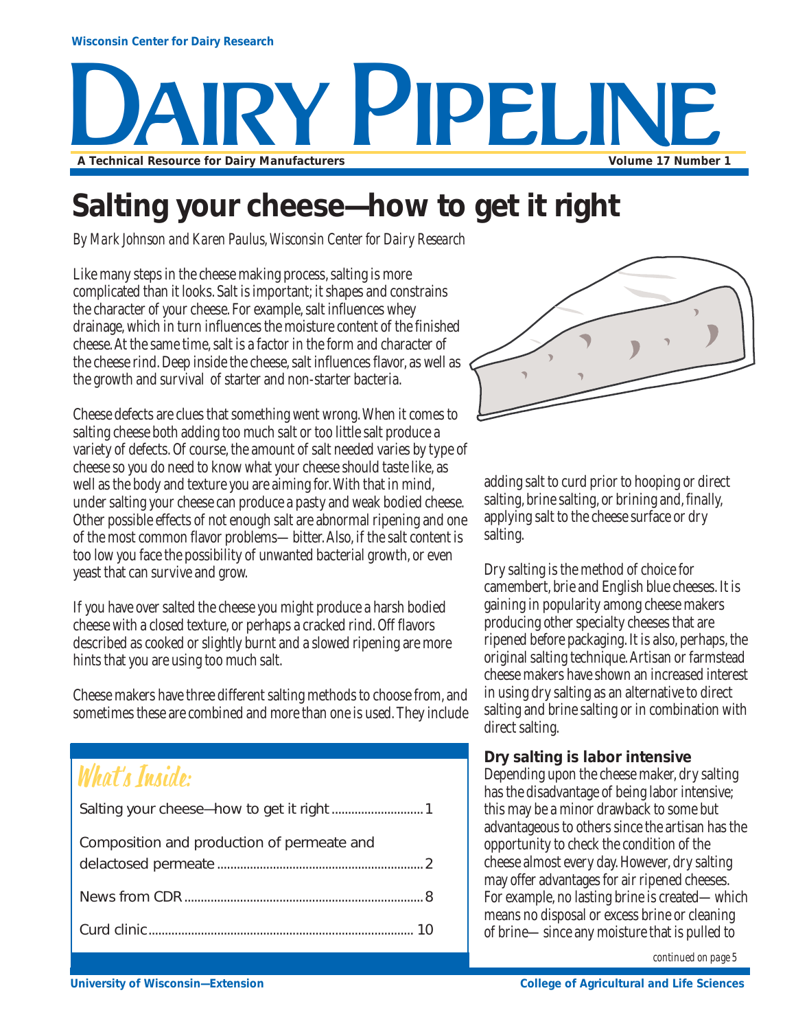Wisconsin Center for Dairy Research

# DAIRY PIPELINE

A Technical Resource for Dairy Manufacturers — Volume 17 Number 1

# Salting your cheese—how to get it right

*By Mark Johnson and Karen Paulus, Wisconsin Center for Dairy Research*

Like many steps in the cheese making process, salting is more complicated than it looks. Salt is important; it shapes and constrains the character of your cheese. For example, salt influences whey drainage, which in turn influences the moisture content of the finished cheese. At the same time, salt is a factor in the form and character of the cheese rind. Deep inside the cheese, salt influences flavor, as well as the growth and survival of starter and non-starter bacteria.

Cheese defects are clues that something went wrong. When it comes to salting cheese both adding too much salt or too little salt produce a variety of defects. Of course, the amount of salt needed varies by type of cheese so you do need to know what your cheese should taste like, as well as the body and texture you are aiming for. With that in mind, under salting your cheese can produce a pasty and weak bodied cheese. Other possible effects of not enough salt are abnormal ripening and one of the most common flavor problems— bitter. Also, if the salt content is too low you face the possibility of unwanted bacterial growth, or even yeast that can survive and grow.

If you have over salted the cheese you might produce a harsh bodied cheese with a closed texture, or perhaps a cracked rind. Off flavors described as cooked or slightly burnt and a slowed ripening are more hints that you are using too much salt.

Cheese makers have three different salting methods to choose from, and sometimes these are combined and more than one is used. They include adding salt to curd prior to hooping or direct salting, brine salting, or brining and, finally, applying salt to the cheese surface or dry salting.

Dry salting is the method of choice for camembert, brie and English blue cheeses. It is gaining in popularity among cheese makers producing other specialty cheeses that are ripened before packaging. It is also, perhaps, the original salting technique. Artisan or farmstead cheese makers have shown an increased interest in using dry salting as an alternative to direct salting and brine salting or in combination with direct salting.

### Dry salting is labor intensive

Depending upon the cheese maker, dry salting has the disadvantage of being labor intensive; this may be a minor drawback to some but advantageous to others since the artisan has the opportunity to check the condition of the cheese almost every day. However, dry salting may offer advantages for air ripened cheeses. For example, no lasting brine is created— which means no disposal or excess brine or cleaning of brine— since any moisture that is pulled to

*continued on page 5*

## What's Inside:

| | |
|---|---|
| Salting your cheese—how to get it right | 1 |
| Composition and production of permeate and delactosed permeate | 2 |
| News from CDR | 8 |
| Curd clinic | 10 |

University of Wisconsin—Extension — College of Agricultural and Life Sciences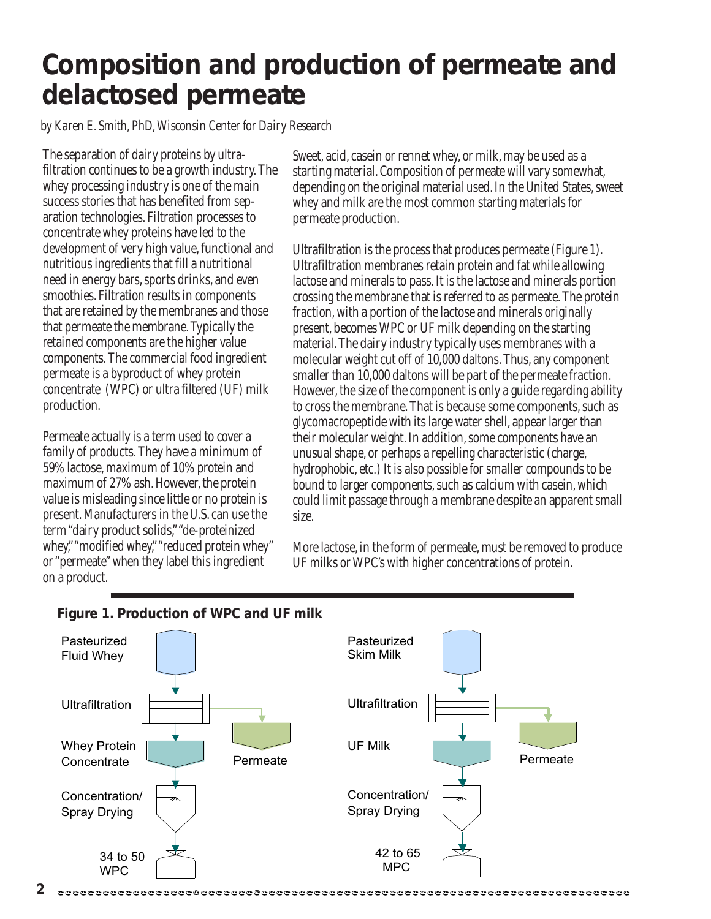# Composition and production of permeate and delactosed permeate

*by Karen E. Smith, PhD, Wisconsin Center for Dairy Research*

The separation of dairy proteins by ultrafiltration continues to be a growth industry. The whey processing industry is one of the main success stories that has benefited from separation technologies. Filtration processes to concentrate whey proteins have led to the development of very high value, functional and nutritious ingredients that fill a nutritional need in energy bars, sports drinks, and even smoothies. Filtration results in components that are retained by the membranes and those that permeate the membrane. Typically the retained components are the higher value components. The commercial food ingredient permeate is a byproduct of whey protein concentrate (WPC) or ultra filtered (UF) milk production.

Permeate actually is a term used to cover a family of products. They have a minimum of 59% lactose, maximum of 10% protein and maximum of 27% ash. However, the protein value is misleading since little or no protein is present. Manufacturers in the U.S. can use the term "dairy product solids," "de-proteinized whey," "modified whey," "reduced protein whey" or "permeate" when they label this ingredient on a product.

Sweet, acid, casein or rennet whey, or milk, may be used as a starting material. Composition of permeate will vary somewhat, depending on the original material used. In the United States, sweet whey and milk are the most common starting materials for permeate production.

Ultrafiltration is the process that produces permeate (Figure 1). Ultrafiltration membranes retain protein and fat while allowing lactose and minerals to pass. It is the lactose and minerals portion crossing the membrane that is referred to as permeate. The protein fraction, with a portion of the lactose and minerals originally present, becomes WPC or UF milk depending on the starting material. The dairy industry typically uses membranes with a molecular weight cut off of 10,000 daltons. Thus, any component smaller than 10,000 daltons will be part of the permeate fraction. However, the size of the component is only a guide regarding ability to cross the membrane. That is because some components, such as glycomacropeptide with its large water shell, appear larger than their molecular weight. In addition, some components have an unusual shape, or perhaps a repelling characteristic (charge, hydrophobic, etc.) It is also possible for smaller compounds to be bound to larger components, such as calcium with casein, which could limit passage through a membrane despite an apparent small size.

More lactose, in the form of permeate, must be removed to produce UF milks or WPC's with higher concentrations of protein.

**Figure 1. Production of WPC and UF milk**

Pasteurized Fluid Whey → Ultrafiltration → Whey Protein Concentrate (+ Permeate) → Concentration/ Spray Drying → 34 to 50 WPC

Pasteurized Skim Milk → Ultrafiltration → UF Milk (+ Permeate) → Concentration/ Spray Drying → 42 to 65 MPC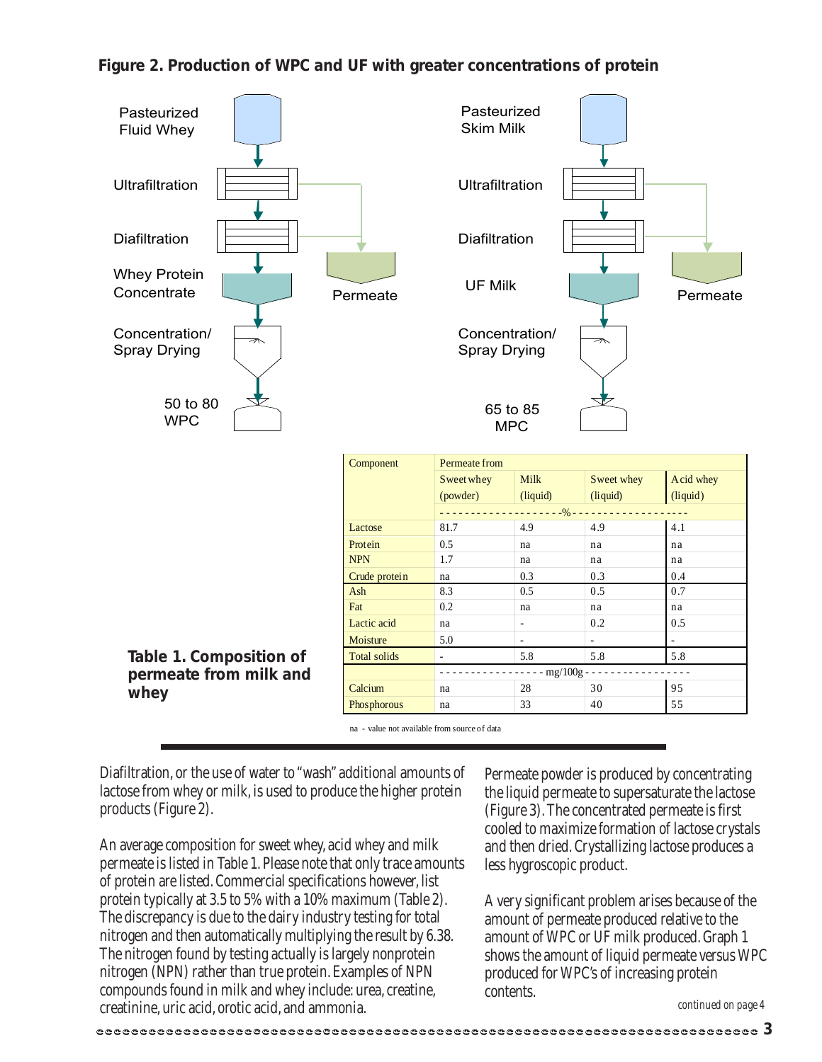**Figure 2. Production of WPC and UF with greater concentrations of protein**

Pasteurized Fluid Whey → Ultrafiltration → Diafiltration → Whey Protein Concentrate → Concentration/ Spray Drying → 50 to 80 WPC

(Ultrafiltration and Diafiltration → Permeate)

Pasteurized Skim Milk → Ultrafiltration → Diafiltration → UF Milk → Concentration/ Spray Drying → 65 to 85 MPC

(Ultrafiltration and Diafiltration → Permeate)

**Table 1. Composition of permeate from milk and whey**

| Component | Permeate from | | | |
|---|---|---|---|---|
| | Sweet whey (powder) | Milk (liquid) | Sweet whey (liquid) | Acid whey (liquid) |
| | ------------------ % ------------------ | | | |
| Lactose | 81.7 | 4.9 | 4.9 | 4.1 |
| Protein | 0.5 | na | na | na |
| NPN | 1.7 | na | na | na |
| Crude protein | na | 0.3 | 0.3 | 0.4 |
| Ash | 8.3 | 0.5 | 0.5 | 0.7 |
| Fat | 0.2 | na | na | na |
| Lactic acid | na | - | 0.2 | 0.5 |
| Moisture | 5.0 | - | - | - |
| Total solids | - | 5.8 | 5.8 | 5.8 |
| | ---------------- mg/100g ---------------- | | | |
| Calcium | na | 28 | 30 | 95 |
| Phosphorous | na | 33 | 40 | 55 |

na - value not available from source of data

Diafiltration, or the use of water to "wash" additional amounts of lactose from whey or milk, is used to produce the higher protein products (Figure 2).

An average composition for sweet whey, acid whey and milk permeate is listed in Table 1. Please note that only trace amounts of protein are listed. Commercial specifications however, list protein typically at 3.5 to 5% with a 10% maximum (Table 2). The discrepancy is due to the dairy industry testing for total nitrogen and then automatically multiplying the result by 6.38. The nitrogen found by testing actually is largely nonprotein nitrogen (NPN) rather than true protein. Examples of NPN compounds found in milk and whey include: urea, creatine, creatinine, uric acid, orotic acid, and ammonia.

Permeate powder is produced by concentrating the liquid permeate to supersaturate the lactose (Figure 3). The concentrated permeate is first cooled to maximize formation of lactose crystals and then dried. Crystallizing lactose produces a less hygroscopic product.

A very significant problem arises because of the amount of permeate produced relative to the amount of WPC or UF milk produced. Graph 1 shows the amount of liquid permeate versus WPC produced for WPC's of increasing protein contents.

*continued on page 4*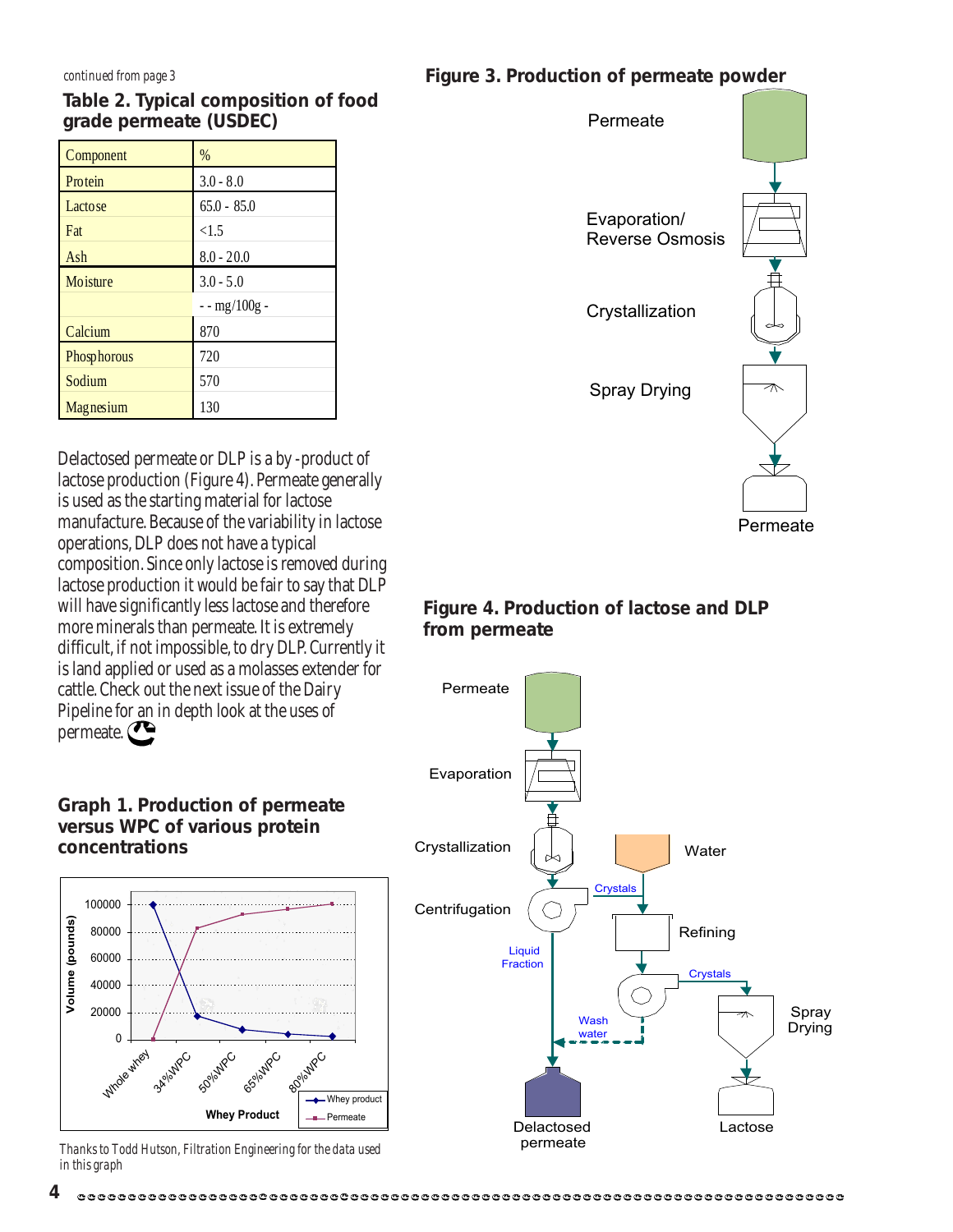*continued from page 3*

### Table 2. Typical composition of food grade permeate (USDEC)

| Component | % |
|---|---|
| Protein | 3.0 - 8.0 |
| Lactose | 65.0 - 85.0 |
| Fat | <1.5 |
| Ash | 8.0 - 20.0 |
| Moisture | 3.0 - 5.0 |
| | - - mg/100g - |
| Calcium | 870 |
| Phosphorous | 720 |
| Sodium | 570 |
| Magnesium | 130 |

Delactosed permeate or DLP is a by-product of lactose production (Figure 4). Permeate generally is used as the starting material for lactose manufacture. Because of the variability in lactose operations, DLP does not have a typical composition. Since only lactose is removed during lactose production it would be fair to say that DLP will have significantly less lactose and therefore more minerals than permeate. It is extremely difficult, if not impossible, to dry DLP. Currently it is land applied or used as a molasses extender for cattle. Check out the next issue of the Dairy Pipeline for an in depth look at the uses of permeate.

### Graph 1. Production of permeate versus WPC of various protein concentrations

| Whey Product | Whey product (pounds) | Permeate (pounds) |
|---|---|---|
| Whole whey | 100000 | 0 |
| 34%WPC | ~17500 | ~82500 |
| 50%WPC | ~7000 | ~93000 |
| 65%WPC | ~4000 | ~96000 |
| 80%WPC | ~2500 | ~97500 |

*Thanks to Todd Hutson, Filtration Engineering for the data used in this graph*

### Figure 3. Production of permeate powder

Permeate → Evaporation/ Reverse Osmosis → Crystallization → Spray Drying → Permeate

### Figure 4. Production of lactose and DLP from permeate

Permeate → Evaporation → Crystallization → Centrifugation

- Liquid Fraction → Delactosed permeate
- Crystals (+ Water) → Refining
  - Wash water → Delactosed permeate
  - Crystals → Spray Drying → Lactose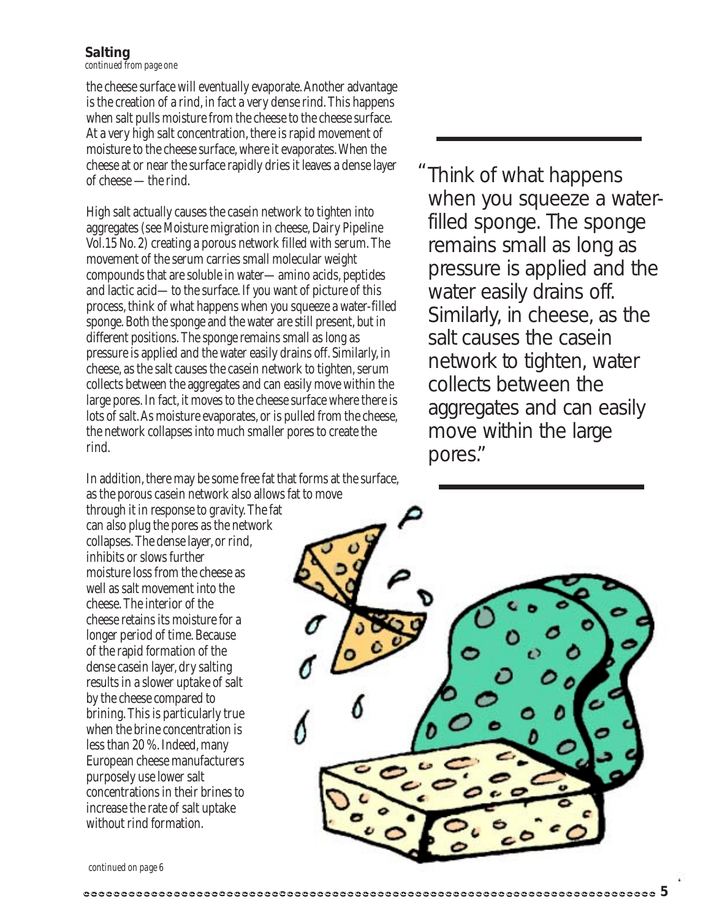## Salting

*continued from page one*

the cheese surface will eventually evaporate. Another advantage is the creation of a rind, in fact a very dense rind. This happens when salt pulls moisture from the cheese to the cheese surface. At a very high salt concentration, there is rapid movement of moisture to the cheese surface, where it evaporates. When the cheese at or near the surface rapidly dries it leaves a dense layer of cheese — the rind.

High salt actually causes the casein network to tighten into aggregates (see Moisture migration in cheese, Dairy Pipeline Vol.15 No. 2) creating a porous network filled with serum. The movement of the serum carries small molecular weight compounds that are soluble in water— amino acids, peptides and lactic acid— to the surface. If you want of picture of this process, think of what happens when you squeeze a water-filled sponge. Both the sponge and the water are still present, but in different positions. The sponge remains small as long as pressure is applied and the water easily drains off. Similarly, in cheese, as the salt causes the casein network to tighten, serum collects between the aggregates and can easily move within the large pores. In fact, it moves to the cheese surface where there is lots of salt. As moisture evaporates, or is pulled from the cheese, the network collapses into much smaller pores to create the rind.

In addition, there may be some free fat that forms at the surface, as the porous casein network also allows fat to move through it in response to gravity. The fat can also plug the pores as the network collapses. The dense layer, or rind, inhibits or slows further moisture loss from the cheese as well as salt movement into the cheese. The interior of the cheese retains its moisture for a longer period of time. Because of the rapid formation of the dense casein layer, dry salting results in a slower uptake of salt by the cheese compared to brining. This is particularly true when the brine concentration is less than 20 %. Indeed, many European cheese manufacturers purposely use lower salt concentrations in their brines to increase the rate of salt uptake without rind formation.

> "Think of what happens when you squeeze a water-filled sponge. The sponge remains small as long as pressure is applied and the water easily drains off. Similarly, in cheese, as the salt causes the casein network to tighten, water collects between the aggregates and can easily move within the large pores."

*continued on page 6*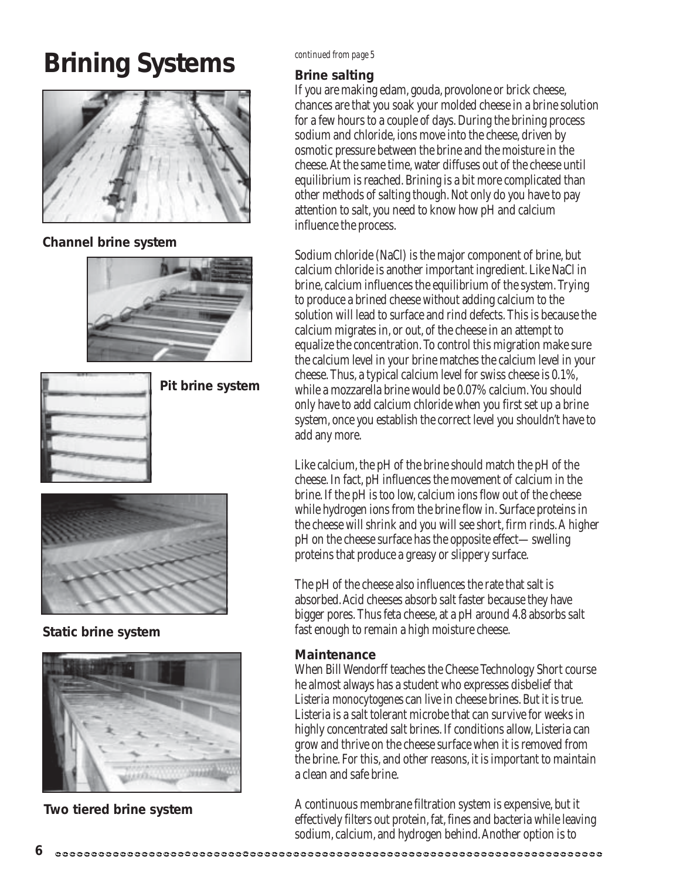# Brining Systems

Channel brine system

Pit brine system

Static brine system

Two tiered brine system

*continued from page 5*

### Brine salting

If you are making edam, gouda, provolone or brick cheese, chances are that you soak your molded cheese in a brine solution for a few hours to a couple of days. During the brining process sodium and chloride, ions move into the cheese, driven by osmotic pressure between the brine and the moisture in the cheese. At the same time, water diffuses out of the cheese until equilibrium is reached. Brining is a bit more complicated than other methods of salting though. Not only do you have to pay attention to salt, you need to know how pH and calcium influence the process.

Sodium chloride (NaCl) is the major component of brine, but calcium chloride is another important ingredient. Like NaCl in brine, calcium influences the equilibrium of the system. Trying to produce a brined cheese without adding calcium to the solution will lead to surface and rind defects. This is because the calcium migrates in, or out, of the cheese in an attempt to equalize the concentration. To control this migration make sure the calcium level in your brine matches the calcium level in your cheese. Thus, a typical calcium level for swiss cheese is 0.1%, while a mozzarella brine would be 0.07% calcium. You should only have to add calcium chloride when you first set up a brine system, once you establish the correct level you shouldn't have to add any more.

Like calcium, the pH of the brine should match the pH of the cheese. In fact, pH influences the movement of calcium in the brine. If the pH is too low, calcium ions flow out of the cheese while hydrogen ions from the brine flow in. Surface proteins in the cheese will shrink and you will see short, firm rinds. A higher pH on the cheese surface has the opposite effect— swelling proteins that produce a greasy or slippery surface.

The pH of the cheese also influences the rate that salt is absorbed. Acid cheeses absorb salt faster because they have bigger pores. Thus feta cheese, at a pH around 4.8 absorbs salt fast enough to remain a high moisture cheese.

### Maintenance

When Bill Wendorff teaches the Cheese Technology Short course he almost always has a student who expresses disbelief that *Listeria monocytogenes* can live in cheese brines. But it is true. Listeria is a salt tolerant microbe that can survive for weeks in highly concentrated salt brines. If conditions allow, Listeria can grow and thrive on the cheese surface when it is removed from the brine. For this, and other reasons, it is important to maintain a clean and safe brine.

A continuous membrane filtration system is expensive, but it effectively filters out protein, fat, fines and bacteria while leaving sodium, calcium, and hydrogen behind. Another option is to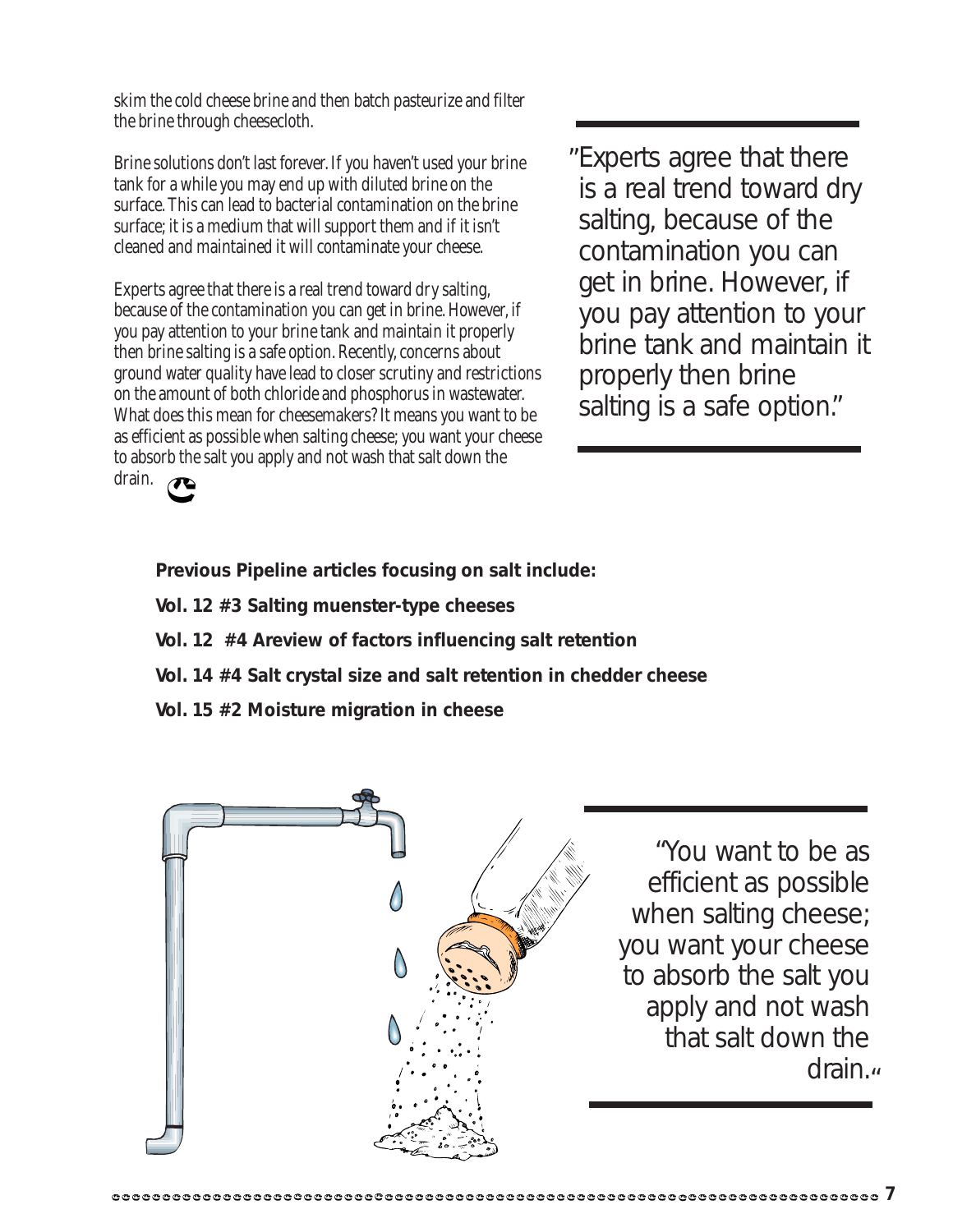skim the cold cheese brine and then batch pasteurize and filter the brine through cheesecloth.

Brine solutions don't last forever. If you haven't used your brine tank for a while you may end up with diluted brine on the surface. This can lead to bacterial contamination on the brine surface; it is a medium that will support them and if it isn't cleaned and maintained it will contaminate your cheese.

Experts agree that there is a real trend toward dry salting, because of the contamination you can get in brine. However, if you pay attention to your brine tank and maintain it properly then brine salting is a safe option. Recently, concerns about ground water quality have lead to closer scrutiny and restrictions on the amount of both chloride and phosphorus in wastewater. What does this mean for cheesemakers? It means you want to be as efficient as possible when salting cheese; you want your cheese to absorb the salt you apply and not wash that salt down the drain.

"Experts agree that there is a real trend toward dry salting, because of the contamination you can get in brine. However, if you pay attention to your brine tank and maintain it properly then brine salting is a safe option."

**Previous Pipeline articles focusing on salt include:**

**Vol. 12 #3 Salting muenster-type cheeses**

**Vol. 12 #4 Areview of factors influencing salt retention**

**Vol. 14 #4 Salt crystal size and salt retention in chedder cheese**

**Vol. 15 #2 Moisture migration in cheese**

"You want to be as efficient as possible when salting cheese; you want your cheese to absorb the salt you apply and not wash that salt down the drain."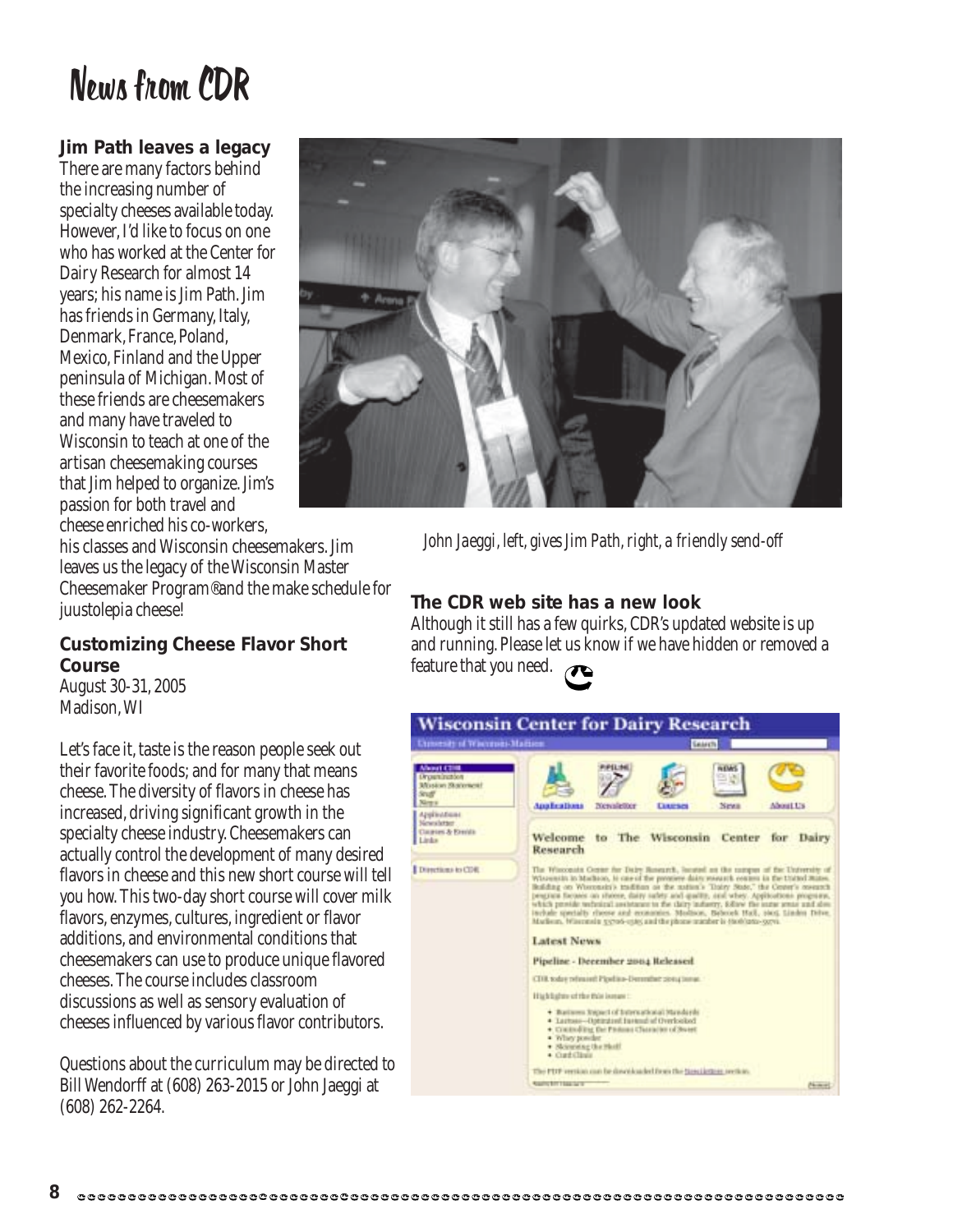# News from CDR

### Jim Path leaves a legacy

There are many factors behind the increasing number of specialty cheeses available today. However, I'd like to focus on one who has worked at the Center for Dairy Research for almost 14 years; his name is Jim Path. Jim has friends in Germany, Italy, Denmark, France, Poland, Mexico, Finland and the Upper peninsula of Michigan. Most of these friends are cheesemakers and many have traveled to Wisconsin to teach at one of the artisan cheesemaking courses that Jim helped to organize. Jim's passion for both travel and cheese enriched his co-workers, his classes and Wisconsin cheesemakers. Jim leaves us the legacy of the Wisconsin Master Cheesemaker Program® and the make schedule for juustolepia cheese!

*John Jaeggi, left, gives Jim Path, right, a friendly send-off*

### Customizing Cheese Flavor Short Course

August 30-31, 2005
Madison, WI

Let's face it, taste is the reason people seek out their favorite foods; and for many that means cheese. The diversity of flavors in cheese has increased, driving significant growth in the specialty cheese industry. Cheesemakers can actually control the development of many desired flavors in cheese and this new short course will tell you how. This two-day short course will cover milk flavors, enzymes, cultures, ingredient or flavor additions, and environmental conditions that cheesemakers can use to produce unique flavored cheeses. The course includes classroom discussions as well as sensory evaluation of cheeses influenced by various flavor contributors.

Questions about the curriculum may be directed to Bill Wendorff at (608) 263-2015 or John Jaeggi at (608) 262-2264.

### The CDR web site has a new look

Although it still has a few quirks, CDR's updated website is up and running. Please let us know if we have hidden or removed a feature that you need.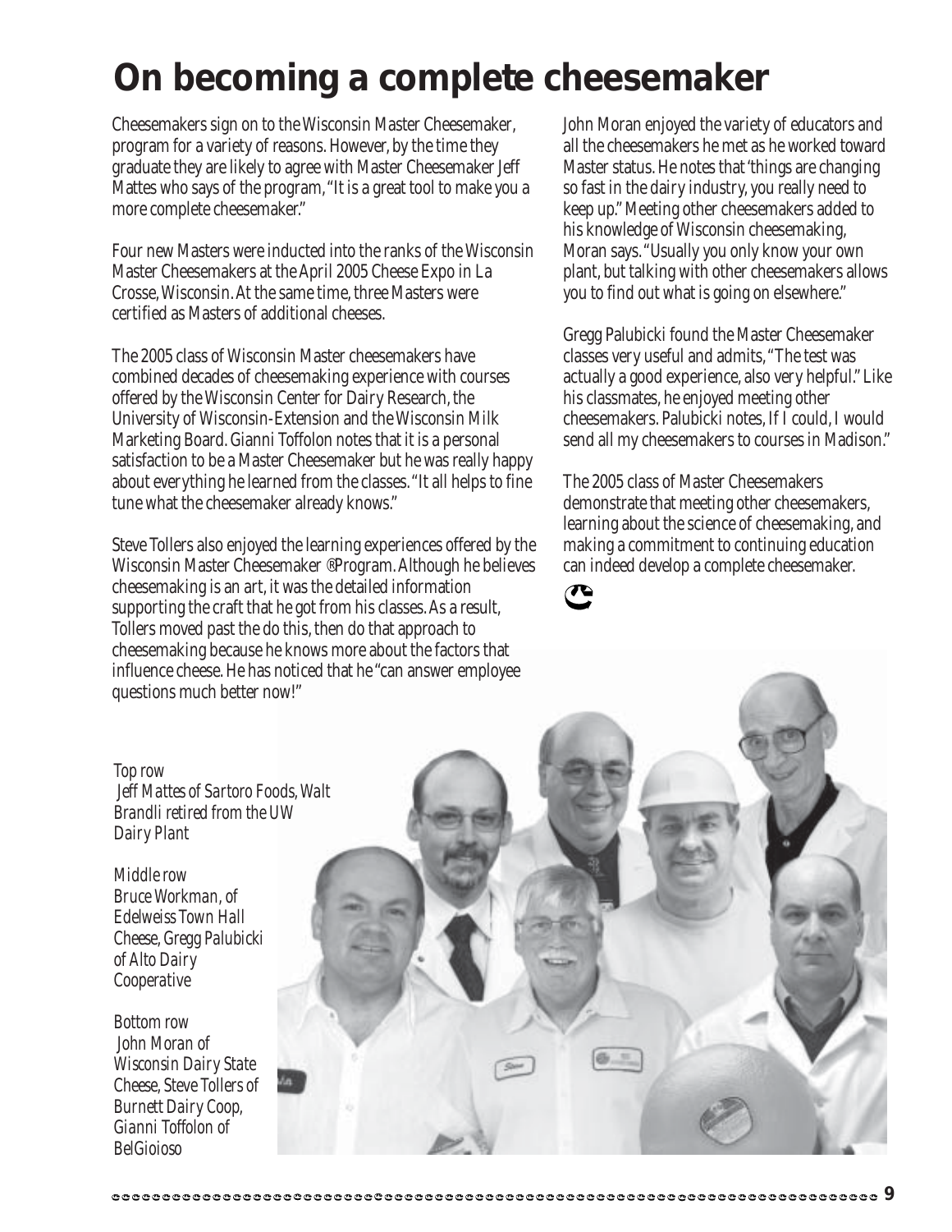# On becoming a complete cheesemaker

Cheesemakers sign on to the Wisconsin Master Cheesemaker, program for a variety of reasons. However, by the time they graduate they are likely to agree with Master Cheesemaker Jeff Mattes who says of the program, "It is a great tool to make you a more complete cheesemaker."

Four new Masters were inducted into the ranks of the Wisconsin Master Cheesemakers at the April 2005 Cheese Expo in La Crosse, Wisconsin. At the same time, three Masters were certified as Masters of additional cheeses.

The 2005 class of Wisconsin Master cheesemakers have combined decades of cheesemaking experience with courses offered by the Wisconsin Center for Dairy Research, the University of Wisconsin-Extension and the Wisconsin Milk Marketing Board. Gianni Toffolon notes that it is a personal satisfaction to be a Master Cheesemaker but he was really happy about everything he learned from the classes. "It all helps to fine tune what the cheesemaker already knows."

Steve Tollers also enjoyed the learning experiences offered by the Wisconsin Master Cheesemaker ®Program. Although he believes cheesemaking is an art, it was the detailed information supporting the craft that he got from his classes. As a result, Tollers moved past the do this, then do that approach to cheesemaking because he knows more about the factors that influence cheese. He has noticed that he "can answer employee questions much better now!"

John Moran enjoyed the variety of educators and all the cheesemakers he met as he worked toward Master status. He notes that 'things are changing so fast in the dairy industry, you really need to keep up." Meeting other cheesemakers added to his knowledge of Wisconsin cheesemaking, Moran says. "Usually you only know your own plant, but talking with other cheesemakers allows you to find out what is going on elsewhere."

Gregg Palubicki found the Master Cheesemaker classes very useful and admits, "The test was actually a good experience, also very helpful." Like his classmates, he enjoyed meeting other cheesemakers. Palubicki notes, If I could, I would send all my cheesemakers to courses in Madison."

The 2005 class of Master Cheesemakers demonstrate that meeting other cheesemakers, learning about the science of cheesemaking, and making a commitment to continuing education can indeed develop a complete cheesemaker.

*Top row*
*Jeff Mattes of Sartoro Foods, Walt Brandli retired from the UW Dairy Plant*

*Middle row*
*Bruce Workman, of Edelweiss Town Hall Cheese, Gregg Palubicki of Alto Dairy Cooperative*

*Bottom row*
*John Moran of Wisconsin Dairy State Cheese, Steve Tollers of Burnett Dairy Coop, Gianni Toffolon of BelGioioso*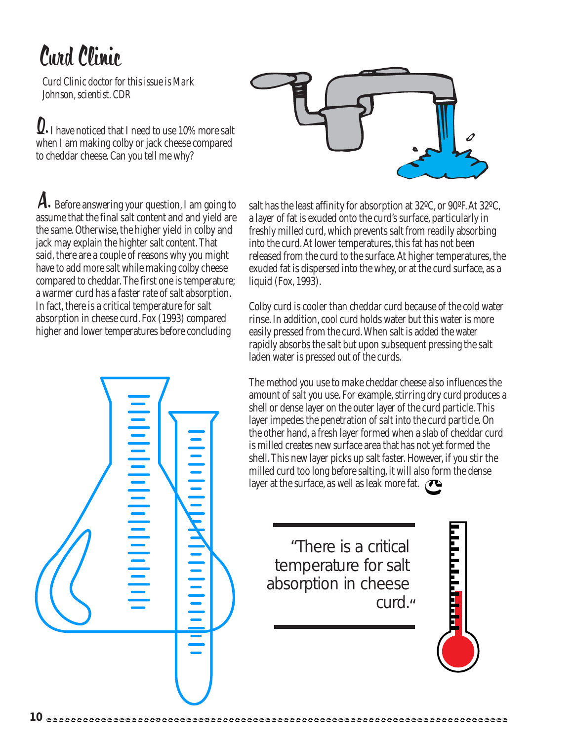# Curd Clinic

*Curd Clinic doctor for this issue is Mark Johnson, scientist. CDR*

**Q.** I have noticed that I need to use 10% more salt when I am making colby or jack cheese compared to cheddar cheese. Can you tell me why?

**A.** Before answering your question, I am going to assume that the final salt content and yield are the same. Otherwise, the higher yield in colby and jack may explain the highter salt content. That said, there are a couple of reasons why you might have to add more salt while making colby cheese compared to cheddar. The first one is temperature; a warmer curd has a faster rate of salt absorption. In fact, there is a critical temperature for salt absorption in cheese curd. Fox (1993) compared higher and lower temperatures before concluding salt has the least affinity for absorption at 32ºC, or 90ºF. At 32ºC, a layer of fat is exuded onto the curd's surface, particularly in freshly milled curd, which prevents salt from readily absorbing into the curd. At lower temperatures, this fat has not been released from the curd to the surface. At higher temperatures, the exuded fat is dispersed into the whey, or at the curd surface, as a liquid (Fox, 1993).

Colby curd is cooler than cheddar curd because of the cold water rinse. In addition, cool curd holds water but this water is more easily pressed from the curd. When salt is added the water rapidly absorbs the salt but upon subsequent pressing the salt laden water is pressed out of the curds.

The method you use to make cheddar cheese also influences the amount of salt you use. For example, stirring dry curd produces a shell or dense layer on the outer layer of the curd particle. This layer impedes the penetration of salt into the curd particle. On the other hand, a fresh layer formed when a slab of cheddar curd is milled creates new surface area that has not yet formed the shell. This new layer picks up salt faster. However, if you stir the milled curd too long before salting, it will also form the dense layer at the surface, as well as leak more fat.

> "There is a critical temperature for salt absorption in cheese curd."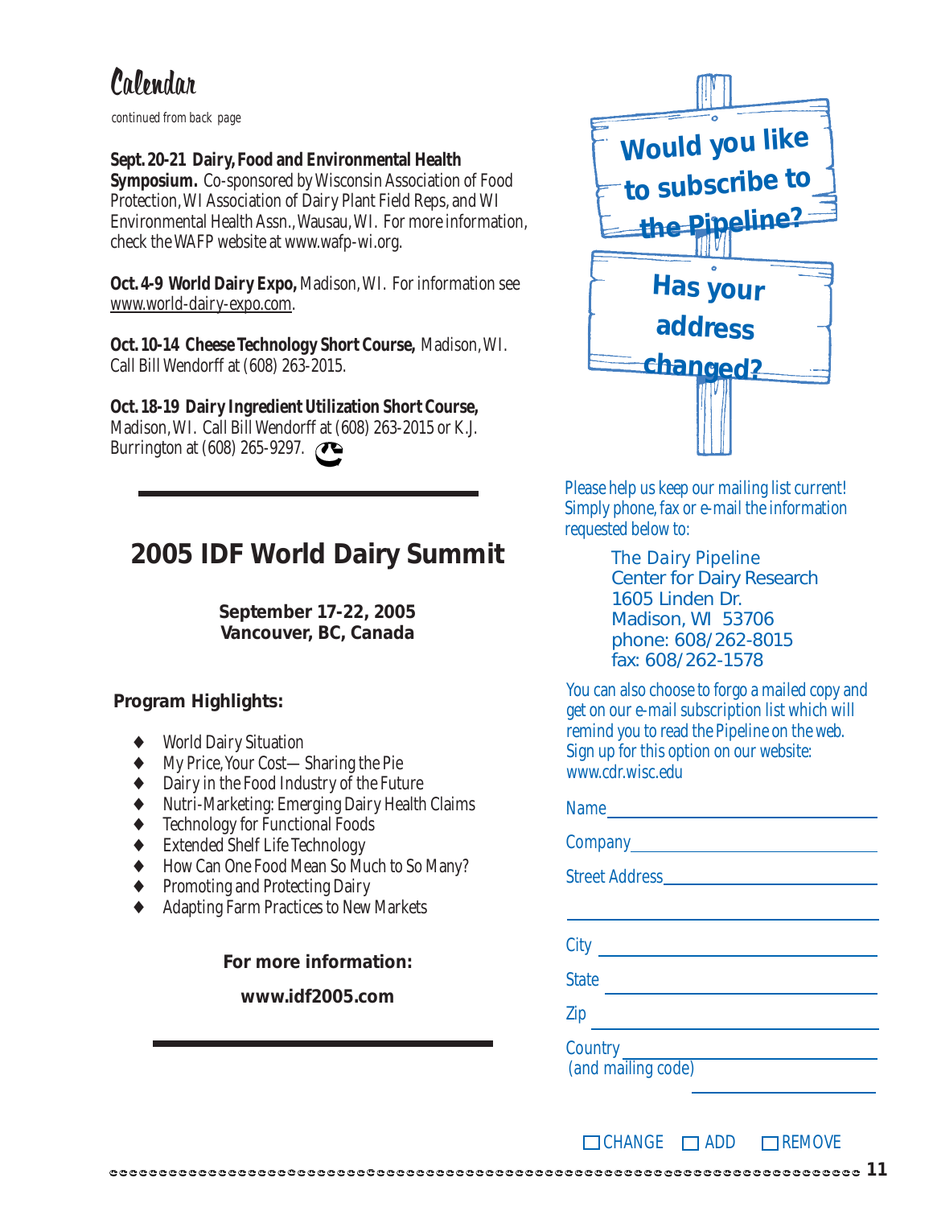# Calendar

*continued from back page*

**Sept. 20-21 Dairy, Food and Environmental Health Symposium.** Co-sponsored by Wisconsin Association of Food Protection, WI Association of Dairy Plant Field Reps, and WI Environmental Health Assn., Wausau, WI. For more information, check the WAFP website at www.wafp-wi.org.

**Oct. 4-9 World Dairy Expo,** Madison, WI. For information see www.world-dairy-expo.com.

**Oct. 10-14 Cheese Technology Short Course,** Madison, WI. Call Bill Wendorff at (608) 263-2015.

**Oct. 18-19 Dairy Ingredient Utilization Short Course,** Madison, WI. Call Bill Wendorff at (608) 263-2015 or K.J. Burrington at (608) 265-9297.

---

## 2005 IDF World Dairy Summit

**September 17-22, 2005**
**Vancouver, BC, Canada**

**Program Highlights:**

- World Dairy Situation
- My Price, Your Cost—Sharing the Pie
- Dairy in the Food Industry of the Future
- Nutri-Marketing: Emerging Dairy Health Claims
- Technology for Functional Foods
- Extended Shelf Life Technology
- How Can One Food Mean So Much to So Many?
- Promoting and Protecting Dairy
- Adapting Farm Practices to New Markets

**For more information:**

**www.idf2005.com**

---

## Would you like to subscribe to the Pipeline?

## Has your address changed?

Please help us keep our mailing list current! Simply phone, fax or e-mail the information requested below to:

The Dairy Pipeline
Center for Dairy Research
1605 Linden Dr.
Madison, WI 53706
phone: 608/262-8015
fax: 608/262-1578

You can also choose to forgo a mailed copy and get on our e-mail subscription list which will remind you to read the Pipeline on the web. Sign up for this option on our website: www.cdr.wisc.edu

Name ____________________

Company ____________________

Street Address ____________________

____________________

City ____________________

State ____________________

Zip ____________________

Country
(and mailing code) ____________________

☐ CHANGE ☐ ADD ☐ REMOVE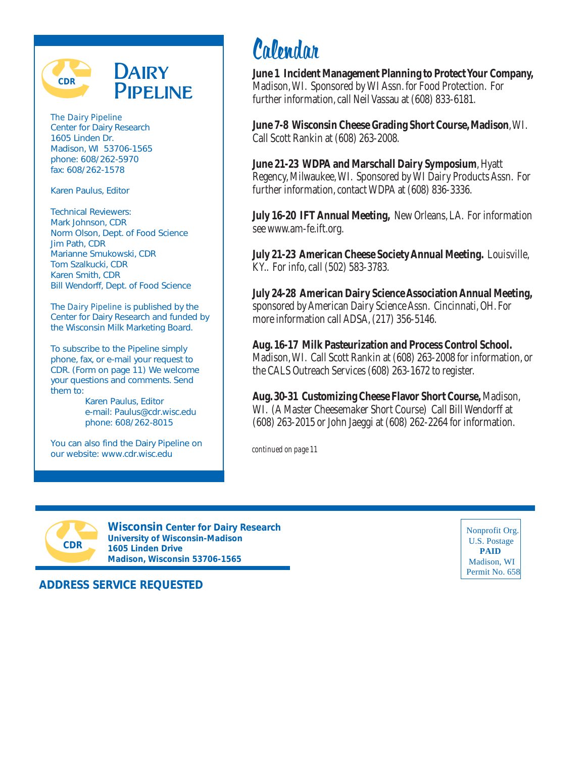# Dairy Pipeline

The *Dairy Pipeline*
Center for Dairy Research
1605 Linden Dr.
Madison, WI 53706-1565
phone: 608/262-5970
fax: 608/262-1578

Karen Paulus, Editor

Technical Reviewers:
Mark Johnson, CDR
Norm Olson, Dept. of Food Science
Jim Path, CDR
Marianne Smukowski, CDR
Tom Szalkucki, CDR
Karen Smith, CDR
Bill Wendorff, Dept. of Food Science

The *Dairy Pipeline* is published by the Center for Dairy Research and funded by the Wisconsin Milk Marketing Board.

To subscribe to the Pipeline simply phone, fax, or e-mail your request to CDR. (Form on page 11) We welcome your questions and comments. Send them to:

Karen Paulus, Editor
e-mail: Paulus@cdr.wisc.edu
phone: 608/262-8015

You can also find the Dairy Pipeline on our website: www.cdr.wisc.edu

# Calendar

**June 1 Incident Management Planning to Protect Your Company,** Madison, WI. Sponsored by WI Assn. for Food Protection. For further information, call Neil Vassau at (608) 833-6181.

**June 7-8 Wisconsin Cheese Grading Short Course, Madison**, WI. Call Scott Rankin at (608) 263-2008.

**June 21-23 WDPA and Marschall Dairy Symposium**, Hyatt Regency, Milwaukee, WI. Sponsored by WI Dairy Products Assn. For further information, contact WDPA at (608) 836-3336.

**July 16-20 IFT Annual Meeting,** New Orleans, LA. For information see www.am-fe.ift.org.

**July 21-23 American Cheese Society Annual Meeting.** Louisville, KY.. For info, call (502) 583-3783.

**July 24-28 American Dairy Science Association Annual Meeting,** sponsored by American Dairy Science Assn. Cincinnati, OH. For more information call ADSA, (217) 356-5146.

**Aug. 16-17 Milk Pasteurization and Process Control School.** Madison, WI. Call Scott Rankin at (608) 263-2008 for information, or the CALS Outreach Services (608) 263-1672 to register.

**Aug. 30-31 Customizing Cheese Flavor Short Course,** Madison, WI. (A Master Cheesemaker Short Course) Call Bill Wendorff at (608) 263-2015 or John Jaeggi at (608) 262-2264 for information.

*continued on page 11*

**Wisconsin Center for Dairy Research**
**University of Wisconsin-Madison**
**1605 Linden Drive**
**Madison, Wisconsin 53706-1565**

**ADDRESS SERVICE REQUESTED**

Nonprofit Org.
U.S. Postage
**PAID**
Madison, WI
Permit No. 658